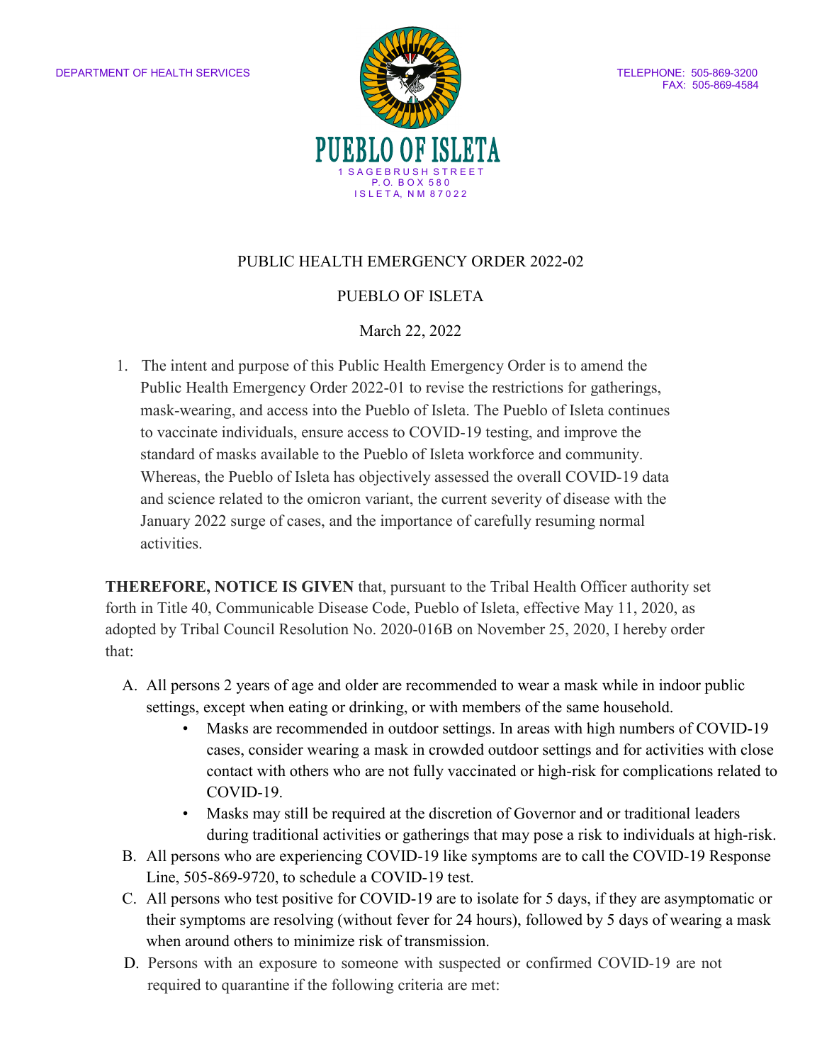DEPARTMENT OF HEALTH SERVICES

TELEPHONE: 505-869-3200
FAX: 505-869-4584

# PUEBLO OF ISLETA

1 SAGEBRUSH STREET
P.O. BOX 580
ISLETA, NM 87022

## PUBLIC HEALTH EMERGENCY ORDER 2022-02

PUEBLO OF ISLETA

March 22, 2022

1. The intent and purpose of this Public Health Emergency Order is to amend the Public Health Emergency Order 2022-01 to revise the restrictions for gatherings, mask-wearing, and access into the Pueblo of Isleta. The Pueblo of Isleta continues to vaccinate individuals, ensure access to COVID-19 testing, and improve the standard of masks available to the Pueblo of Isleta workforce and community. Whereas, the Pueblo of Isleta has objectively assessed the overall COVID-19 data and science related to the omicron variant, the current severity of disease with the January 2022 surge of cases, and the importance of carefully resuming normal activities.

**THEREFORE, NOTICE IS GIVEN** that, pursuant to the Tribal Health Officer authority set forth in Title 40, Communicable Disease Code, Pueblo of Isleta, effective May 11, 2020, as adopted by Tribal Council Resolution No. 2020-016B on November 25, 2020, I hereby order that:

A. All persons 2 years of age and older are recommended to wear a mask while in indoor public settings, except when eating or drinking, or with members of the same household.
    - Masks are recommended in outdoor settings. In areas with high numbers of COVID-19 cases, consider wearing a mask in crowded outdoor settings and for activities with close contact with others who are not fully vaccinated or high-risk for complications related to COVID-19.
    - Masks may still be required at the discretion of Governor and or traditional leaders during traditional activities or gatherings that may pose a risk to individuals at high-risk.
B. All persons who are experiencing COVID-19 like symptoms are to call the COVID-19 Response Line, 505-869-9720, to schedule a COVID-19 test.
C. All persons who test positive for COVID-19 are to isolate for 5 days, if they are asymptomatic or their symptoms are resolving (without fever for 24 hours), followed by 5 days of wearing a mask when around others to minimize risk of transmission.
D. Persons with an exposure to someone with suspected or confirmed COVID-19 are not required to quarantine if the following criteria are met: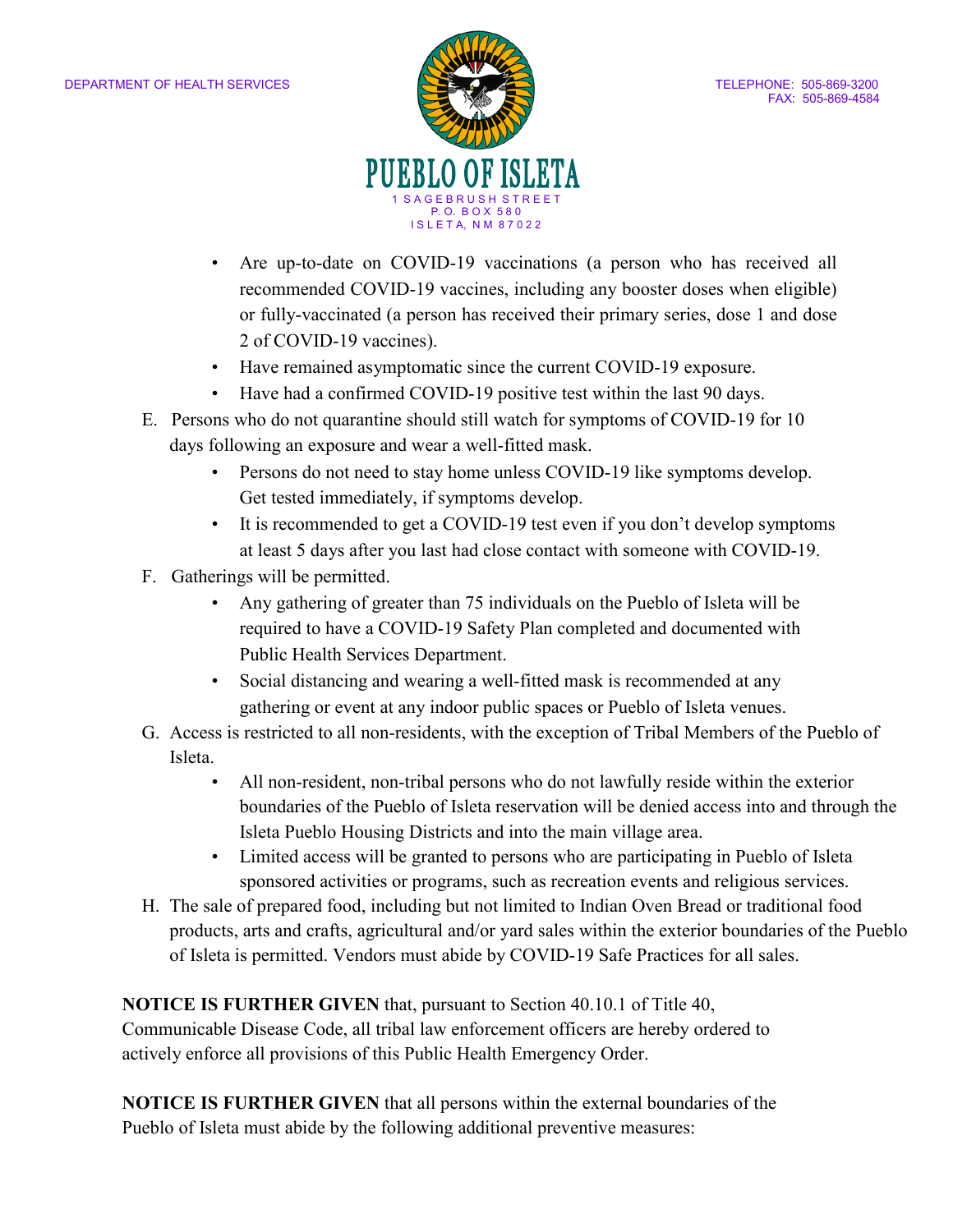- Are up-to-date on COVID-19 vaccinations (a person who has received all recommended COVID-19 vaccines, including any booster doses when eligible) or fully-vaccinated (a person has received their primary series, dose 1 and dose 2 of COVID-19 vaccines).
- Have remained asymptomatic since the current COVID-19 exposure.
- Have had a confirmed COVID-19 positive test within the last 90 days.

E. Persons who do not quarantine should still watch for symptoms of COVID-19 for 10 days following an exposure and wear a well-fitted mask.
   - Persons do not need to stay home unless COVID-19 like symptoms develop. Get tested immediately, if symptoms develop.
   - It is recommended to get a COVID-19 test even if you don't develop symptoms at least 5 days after you last had close contact with someone with COVID-19.

F. Gatherings will be permitted.
   - Any gathering of greater than 75 individuals on the Pueblo of Isleta will be required to have a COVID-19 Safety Plan completed and documented with Public Health Services Department.
   - Social distancing and wearing a well-fitted mask is recommended at any gathering or event at any indoor public spaces or Pueblo of Isleta venues.

G. Access is restricted to all non-residents, with the exception of Tribal Members of the Pueblo of Isleta.
   - All non-resident, non-tribal persons who do not lawfully reside within the exterior boundaries of the Pueblo of Isleta reservation will be denied access into and through the Isleta Pueblo Housing Districts and into the main village area.
   - Limited access will be granted to persons who are participating in Pueblo of Isleta sponsored activities or programs, such as recreation events and religious services.

H. The sale of prepared food, including but not limited to Indian Oven Bread or traditional food products, arts and crafts, agricultural and/or yard sales within the exterior boundaries of the Pueblo of Isleta is permitted. Vendors must abide by COVID-19 Safe Practices for all sales.

**NOTICE IS FURTHER GIVEN** that, pursuant to Section 40.10.1 of Title 40, Communicable Disease Code, all tribal law enforcement officers are hereby ordered to actively enforce all provisions of this Public Health Emergency Order.

**NOTICE IS FURTHER GIVEN** that all persons within the external boundaries of the Pueblo of Isleta must abide by the following additional preventive measures: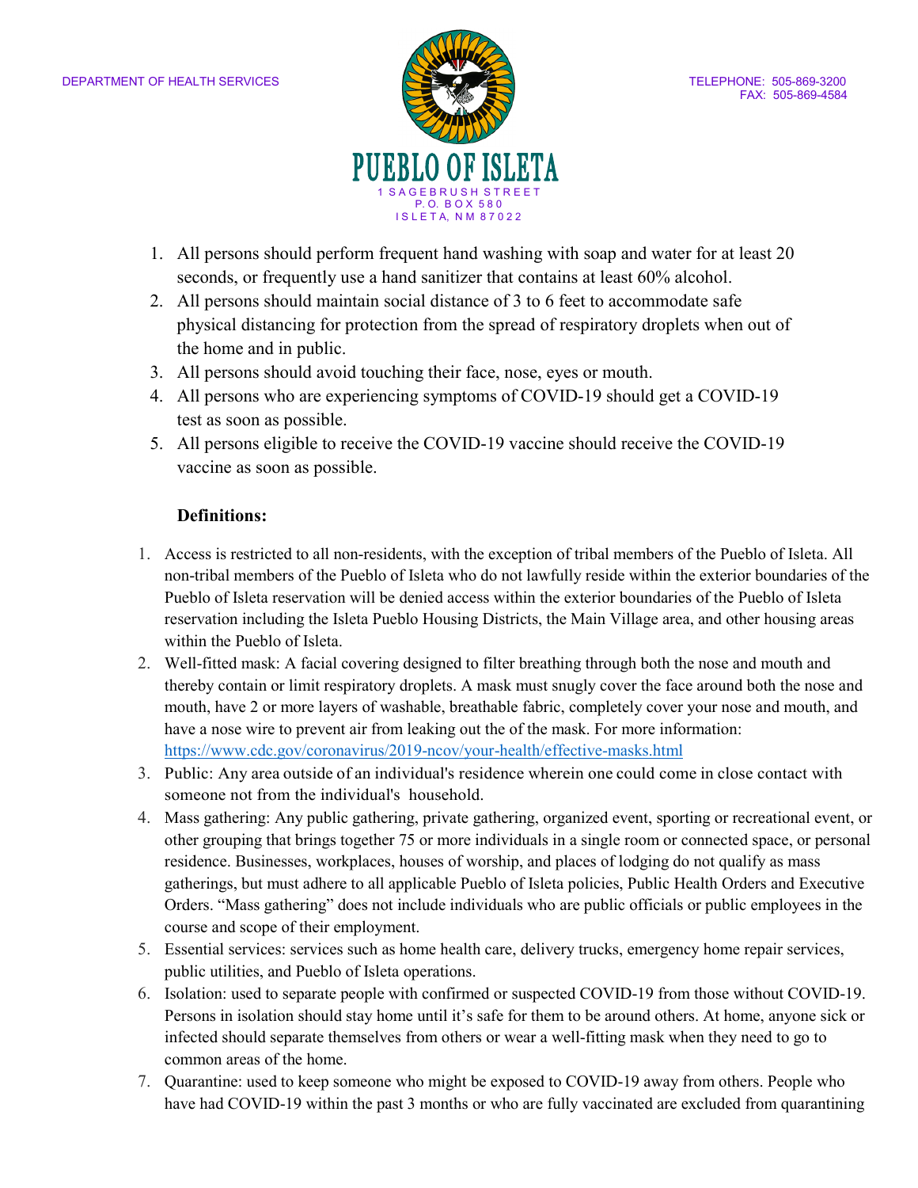1. All persons should perform frequent hand washing with soap and water for at least 20 seconds, or frequently use a hand sanitizer that contains at least 60% alcohol.
2. All persons should maintain social distance of 3 to 6 feet to accommodate safe physical distancing for protection from the spread of respiratory droplets when out of the home and in public.
3. All persons should avoid touching their face, nose, eyes or mouth.
4. All persons who are experiencing symptoms of COVID-19 should get a COVID-19 test as soon as possible.
5. All persons eligible to receive the COVID-19 vaccine should receive the COVID-19 vaccine as soon as possible.

**Definitions:**

1. Access is restricted to all non-residents, with the exception of tribal members of the Pueblo of Isleta. All non-tribal members of the Pueblo of Isleta who do not lawfully reside within the exterior boundaries of the Pueblo of Isleta reservation will be denied access within the exterior boundaries of the Pueblo of Isleta reservation including the Isleta Pueblo Housing Districts, the Main Village area, and other housing areas within the Pueblo of Isleta.
2. Well-fitted mask: A facial covering designed to filter breathing through both the nose and mouth and thereby contain or limit respiratory droplets. A mask must snugly cover the face around both the nose and mouth, have 2 or more layers of washable, breathable fabric, completely cover your nose and mouth, and have a nose wire to prevent air from leaking out the of the mask. For more information: https://www.cdc.gov/coronavirus/2019-ncov/your-health/effective-masks.html
3. Public: Any area outside of an individual's residence wherein one could come in close contact with someone not from the individual's household.
4. Mass gathering: Any public gathering, private gathering, organized event, sporting or recreational event, or other grouping that brings together 75 or more individuals in a single room or connected space, or personal residence. Businesses, workplaces, houses of worship, and places of lodging do not qualify as mass gatherings, but must adhere to all applicable Pueblo of Isleta policies, Public Health Orders and Executive Orders. "Mass gathering" does not include individuals who are public officials or public employees in the course and scope of their employment.
5. Essential services: services such as home health care, delivery trucks, emergency home repair services, public utilities, and Pueblo of Isleta operations.
6. Isolation: used to separate people with confirmed or suspected COVID-19 from those without COVID-19. Persons in isolation should stay home until it's safe for them to be around others. At home, anyone sick or infected should separate themselves from others or wear a well-fitting mask when they need to go to common areas of the home.
7. Quarantine: used to keep someone who might be exposed to COVID-19 away from others. People who have had COVID-19 within the past 3 months or who are fully vaccinated are excluded from quarantining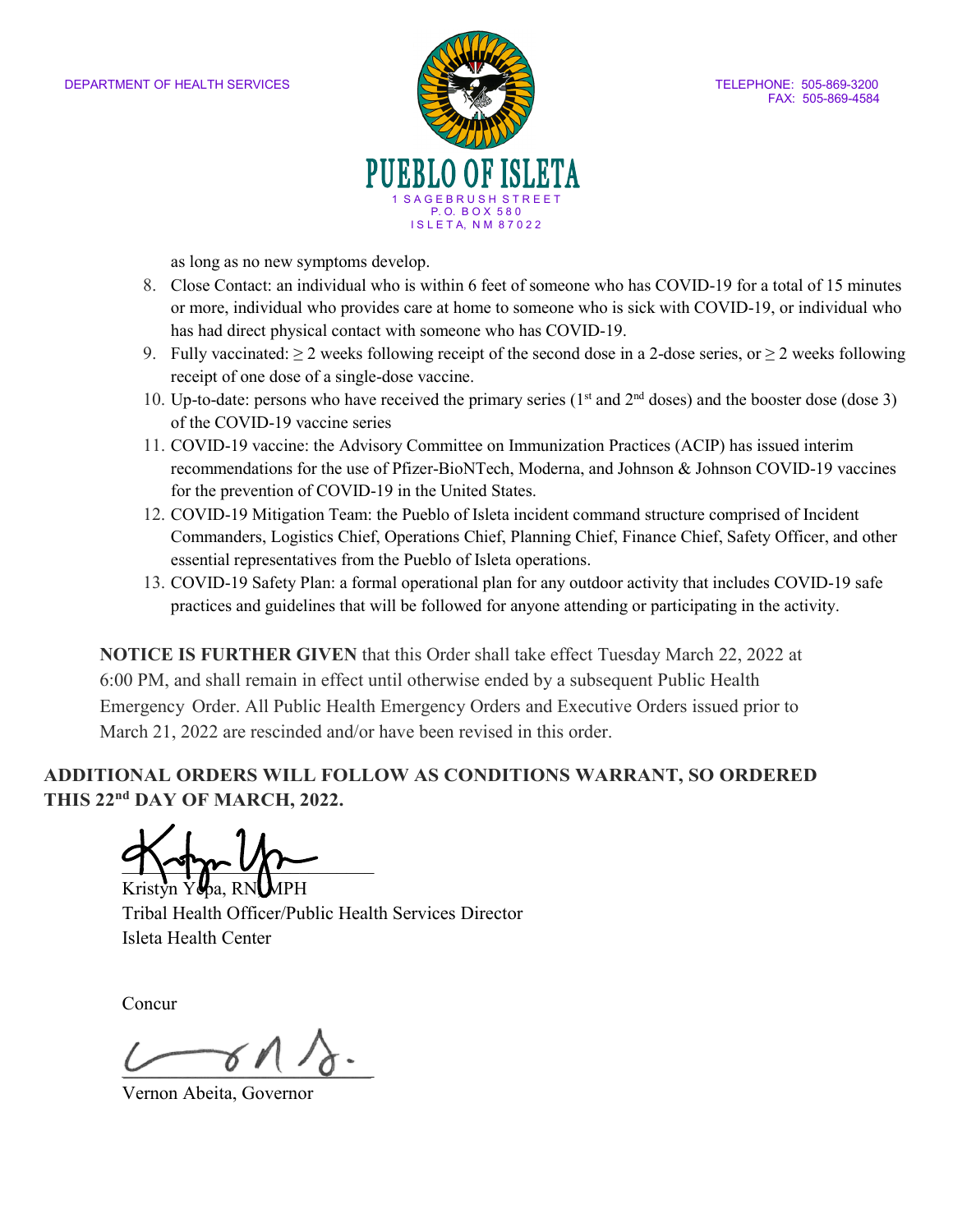DEPARTMENT OF HEALTH SERVICES

TELEPHONE: 505-869-3200
FAX: 505-869-4584

PUEBLO OF ISLETA
1 SAGEBRUSH STREET
P.O. BOX 580
ISLETA, NM 87022

as long as no new symptoms develop.

8. Close Contact: an individual who is within 6 feet of someone who has COVID-19 for a total of 15 minutes or more, individual who provides care at home to someone who is sick with COVID-19, or individual who has had direct physical contact with someone who has COVID-19.
9. Fully vaccinated: ≥ 2 weeks following receipt of the second dose in a 2-dose series, or ≥ 2 weeks following receipt of one dose of a single-dose vaccine.
10. Up-to-date: persons who have received the primary series (1st and 2nd doses) and the booster dose (dose 3) of the COVID-19 vaccine series
11. COVID-19 vaccine: the Advisory Committee on Immunization Practices (ACIP) has issued interim recommendations for the use of Pfizer-BioNTech, Moderna, and Johnson & Johnson COVID-19 vaccines for the prevention of COVID-19 in the United States.
12. COVID-19 Mitigation Team: the Pueblo of Isleta incident command structure comprised of Incident Commanders, Logistics Chief, Operations Chief, Planning Chief, Finance Chief, Safety Officer, and other essential representatives from the Pueblo of Isleta operations.
13. COVID-19 Safety Plan: a formal operational plan for any outdoor activity that includes COVID-19 safe practices and guidelines that will be followed for anyone attending or participating in the activity.

**NOTICE IS FURTHER GIVEN** that this Order shall take effect Tuesday March 22, 2022 at 6:00 PM, and shall remain in effect until otherwise ended by a subsequent Public Health Emergency Order. All Public Health Emergency Orders and Executive Orders issued prior to March 21, 2022 are rescinded and/or have been revised in this order.

**ADDITIONAL ORDERS WILL FOLLOW AS CONDITIONS WARRANT, SO ORDERED THIS 22nd DAY OF MARCH, 2022.**

Kristyn Yepa, RN, MPH
Tribal Health Officer/Public Health Services Director
Isleta Health Center

Concur

Vernon Abeita, Governor